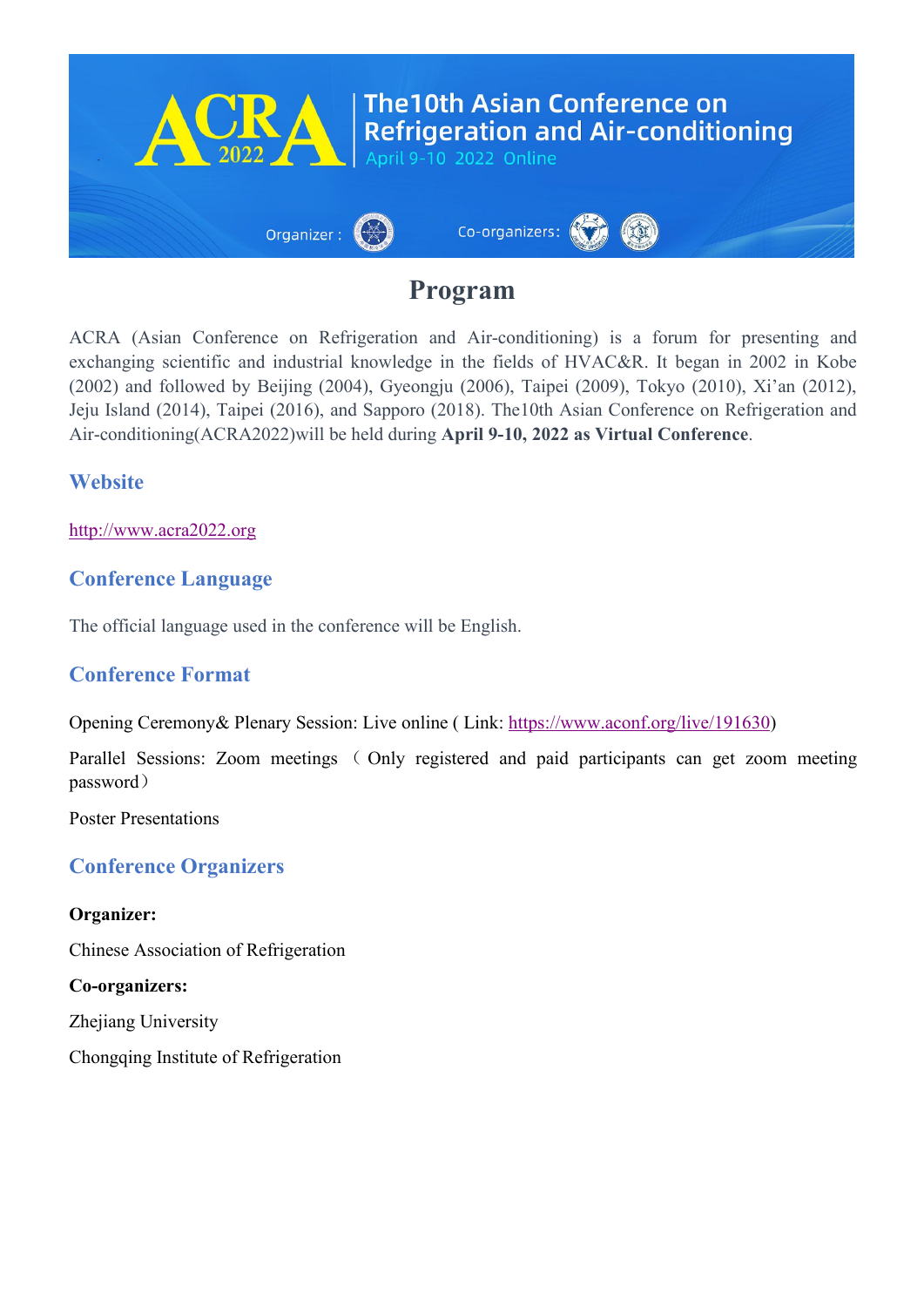ACRA 2022

The10th Asian Conference on Refrigeration and Air-conditioning

April 9-10 2022 Online

Organizer : Co-organizers:

# Program

ACRA (Asian Conference on Refrigeration and Air-conditioning) is a forum for presenting and exchanging scientific and industrial knowledge in the fields of HVAC&R. It began in 2002 in Kobe (2002) and followed by Beijing (2004), Gyeongju (2006), Taipei (2009), Tokyo (2010), Xi'an (2012), Jeju Island (2014), Taipei (2016), and Sapporo (2018). The10th Asian Conference on Refrigeration and Air-conditioning(ACRA2022)will be held during **April 9-10, 2022 as Virtual Conference**.

## Website

http://www.acra2022.org

## Conference Language

The official language used in the conference will be English.

## Conference Format

Opening Ceremony& Plenary Session: Live online ( Link: https://www.aconf.org/live/191630)

Parallel Sessions: Zoom meetings （Only registered and paid participants can get zoom meeting password）

Poster Presentations

## Conference Organizers

**Organizer:**

Chinese Association of Refrigeration

**Co-organizers:**

Zhejiang University

Chongqing Institute of Refrigeration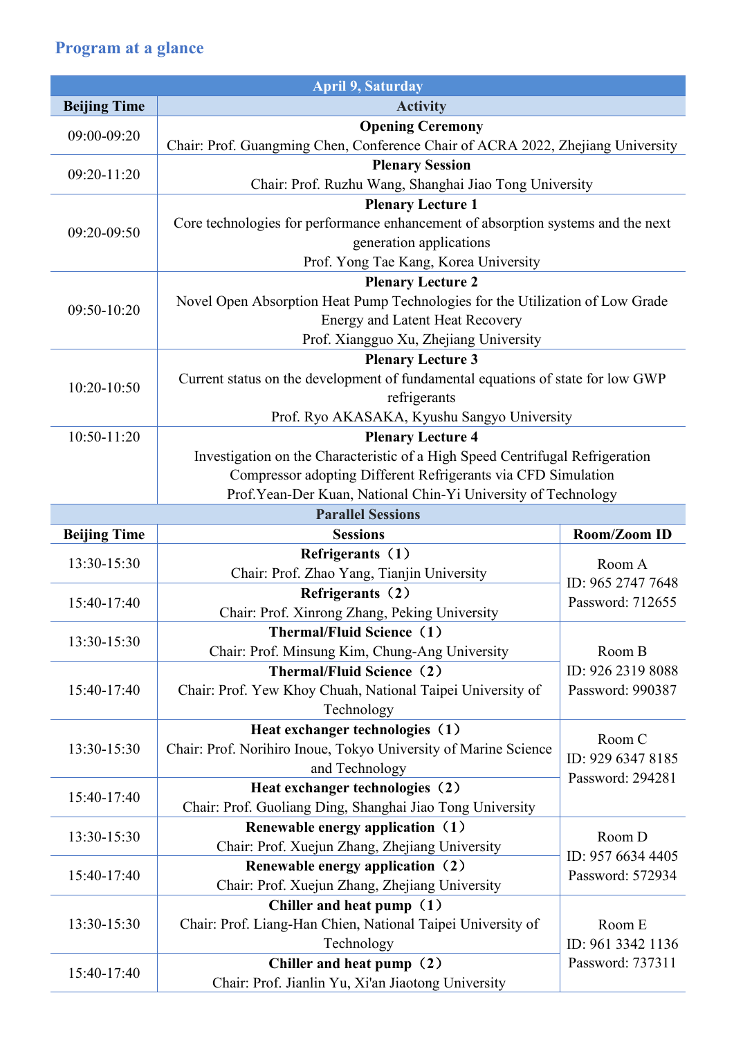## Program at a glance

| April 9, Saturday | |
|---|---|
| **Beijing Time** | **Activity** |
| 09:00-09:20 | **Opening Ceremony**<br>Chair: Prof. Guangming Chen, Conference Chair of ACRA 2022, Zhejiang University |
| 09:20-11:20 | **Plenary Session**<br>Chair: Prof. Ruzhu Wang, Shanghai Jiao Tong University |
| 09:20-09:50 | **Plenary Lecture 1**<br>Core technologies for performance enhancement of absorption systems and the next generation applications<br>Prof. Yong Tae Kang, Korea University |
| 09:50-10:20 | **Plenary Lecture 2**<br>Novel Open Absorption Heat Pump Technologies for the Utilization of Low Grade Energy and Latent Heat Recovery<br>Prof. Xiangguo Xu, Zhejiang University |
| 10:20-10:50 | **Plenary Lecture 3**<br>Current status on the development of fundamental equations of state for low GWP refrigerants<br>Prof. Ryo AKASAKA, Kyushu Sangyo University |
| 10:50-11:20 | **Plenary Lecture 4**<br>Investigation on the Characteristic of a High Speed Centrifugal Refrigeration Compressor adopting Different Refrigerants via CFD Simulation<br>Prof.Yean-Der Kuan, National Chin-Yi University of Technology |

**Parallel Sessions**

| Beijing Time | Sessions | Room/Zoom ID |
|---|---|---|
| 13:30-15:30 | **Refrigerants（1）**<br>Chair: Prof. Zhao Yang, Tianjin University | Room A<br>ID: 965 2747 7648<br>Password: 712655 |
| 15:40-17:40 | **Refrigerants（2）**<br>Chair: Prof. Xinrong Zhang, Peking University | |
| 13:30-15:30 | **Thermal/Fluid Science（1）**<br>Chair: Prof. Minsung Kim, Chung-Ang University | Room B<br>ID: 926 2319 8088<br>Password: 990387 |
| 15:40-17:40 | **Thermal/Fluid Science（2）**<br>Chair: Prof. Yew Khoy Chuah, National Taipei University of Technology | |
| 13:30-15:30 | **Heat exchanger technologies（1）**<br>Chair: Prof. Norihiro Inoue, Tokyo University of Marine Science and Technology | Room C<br>ID: 929 6347 8185<br>Password: 294281 |
| 15:40-17:40 | **Heat exchanger technologies（2）**<br>Chair: Prof. Guoliang Ding, Shanghai Jiao Tong University | |
| 13:30-15:30 | **Renewable energy application（1）**<br>Chair: Prof. Xuejun Zhang, Zhejiang University | Room D<br>ID: 957 6634 4405<br>Password: 572934 |
| 15:40-17:40 | **Renewable energy application（2）**<br>Chair: Prof. Xuejun Zhang, Zhejiang University | |
| 13:30-15:30 | **Chiller and heat pump（1）**<br>Chair: Prof. Liang-Han Chien, National Taipei University of Technology | Room E<br>ID: 961 3342 1136<br>Password: 737311 |
| 15:40-17:40 | **Chiller and heat pump（2）**<br>Chair: Prof. Jianlin Yu, Xi'an Jiaotong University | |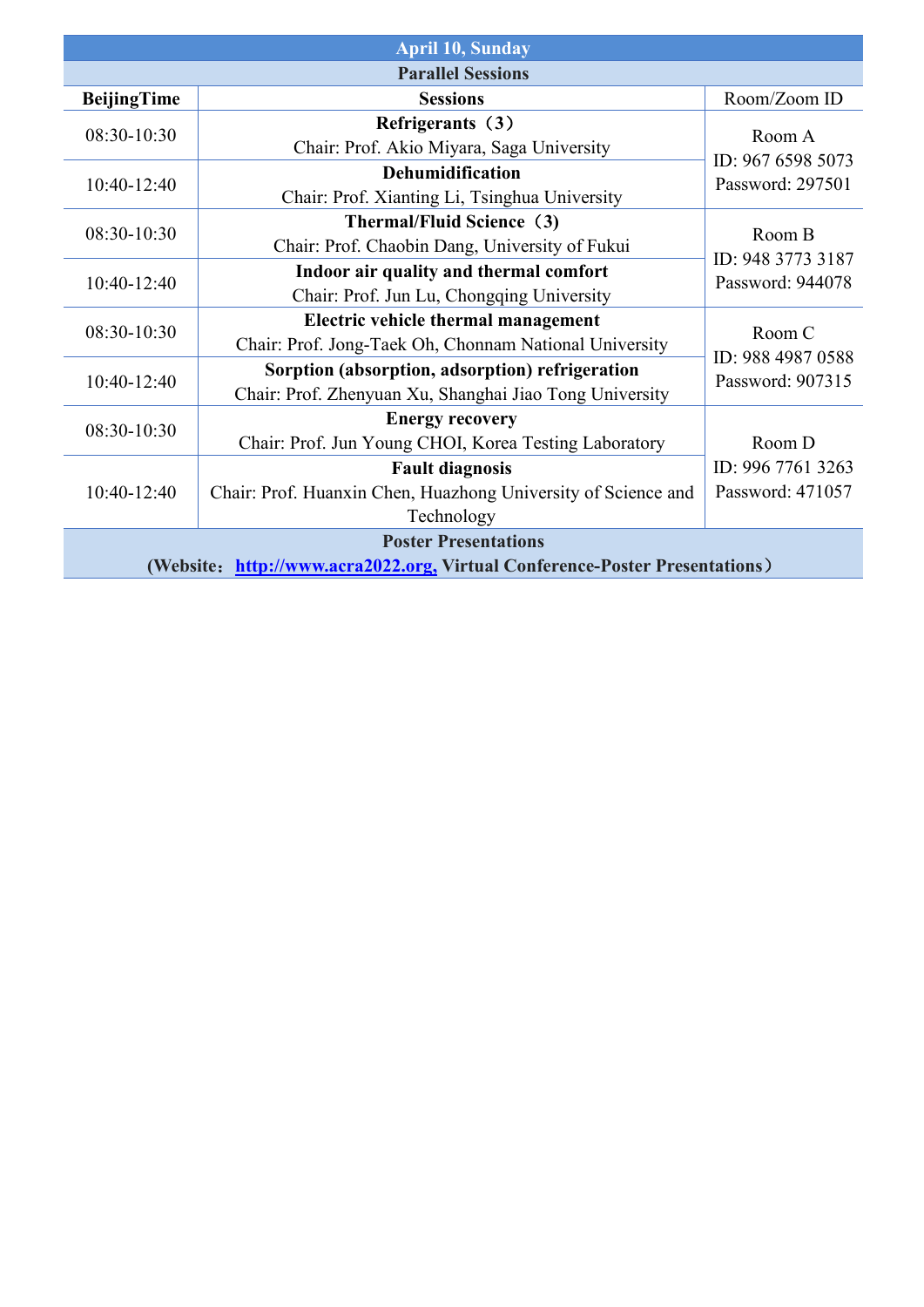| April 10, Sunday | | |
|---|---|---|
| **Parallel Sessions** | | |
| **BeijingTime** | **Sessions** | Room/Zoom ID |
| 08:30-10:30 | **Refrigerants（3）**<br>Chair: Prof. Akio Miyara, Saga University | Room A<br>ID: 967 6598 5073<br>Password: 297501 |
| 10:40-12:40 | **Dehumidification**<br>Chair: Prof. Xianting Li, Tsinghua University | |
| 08:30-10:30 | **Thermal/Fluid Science（3）**<br>Chair: Prof. Chaobin Dang, University of Fukui | Room B<br>ID: 948 3773 3187<br>Password: 944078 |
| 10:40-12:40 | **Indoor air quality and thermal comfort**<br>Chair: Prof. Jun Lu, Chongqing University | |
| 08:30-10:30 | **Electric vehicle thermal management**<br>Chair: Prof. Jong-Taek Oh, Chonnam National University | Room C<br>ID: 988 4987 0588<br>Password: 907315 |
| 10:40-12:40 | **Sorption (absorption, adsorption) refrigeration**<br>Chair: Prof. Zhenyuan Xu, Shanghai Jiao Tong University | |
| 08:30-10:30 | **Energy recovery**<br>Chair: Prof. Jun Young CHOI, Korea Testing Laboratory | Room D<br>ID: 996 7761 3263<br>Password: 471057 |
| 10:40-12:40 | **Fault diagnosis**<br>Chair: Prof. Huanxin Chen, Huazhong University of Science and Technology | |
| **Poster Presentations**<br>**（Website：http://www.acra2022.org, Virtual Conference-Poster Presentations）** | | |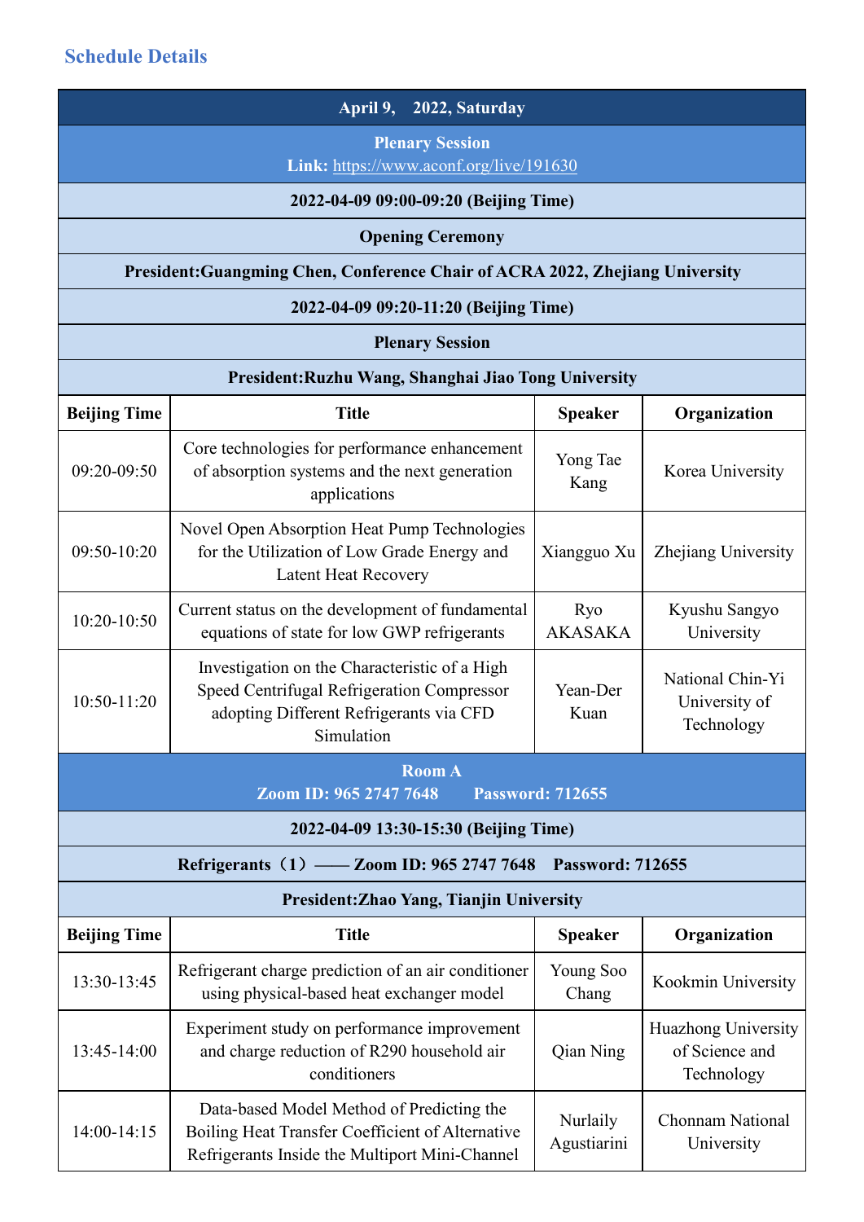## Schedule Details

| April 9, 2022, Saturday | | | |
|---|---|---|---|
| **Plenary Session**<br>**Link:** https://www.aconf.org/live/191630 | | | |
| **2022-04-09 09:00-09:20 (Beijing Time)** | | | |
| **Opening Ceremony** | | | |
| **President:Guangming Chen, Conference Chair of ACRA 2022, Zhejiang University** | | | |
| **2022-04-09 09:20-11:20 (Beijing Time)** | | | |
| **Plenary Session** | | | |
| **President:Ruzhu Wang, Shanghai Jiao Tong University** | | | |
| **Beijing Time** | **Title** | **Speaker** | **Organization** |
| 09:20-09:50 | Core technologies for performance enhancement of absorption systems and the next generation applications | Yong Tae Kang | Korea University |
| 09:50-10:20 | Novel Open Absorption Heat Pump Technologies for the Utilization of Low Grade Energy and Latent Heat Recovery | Xiangguo Xu | Zhejiang University |
| 10:20-10:50 | Current status on the development of fundamental equations of state for low GWP refrigerants | Ryo AKASAKA | Kyushu Sangyo University |
| 10:50-11:20 | Investigation on the Characteristic of a High Speed Centrifugal Refrigeration Compressor adopting Different Refrigerants via CFD Simulation | Yean-Der Kuan | National Chin-Yi University of Technology |
| **Room A**<br>**Zoom ID: 965 2747 7648 Password: 712655** | | | |
| **2022-04-09 13:30-15:30 (Beijing Time)** | | | |
| **Refrigerants（1）—— Zoom ID: 965 2747 7648 Password: 712655** | | | |
| **President:Zhao Yang, Tianjin University** | | | |
| **Beijing Time** | **Title** | **Speaker** | **Organization** |
| 13:30-13:45 | Refrigerant charge prediction of an air conditioner using physical-based heat exchanger model | Young Soo Chang | Kookmin University |
| 13:45-14:00 | Experiment study on performance improvement and charge reduction of R290 household air conditioners | Qian Ning | Huazhong University of Science and Technology |
| 14:00-14:15 | Data-based Model Method of Predicting the Boiling Heat Transfer Coefficient of Alternative Refrigerants Inside the Multiport Mini-Channel | Nurlaily Agustiarini | Chonnam National University |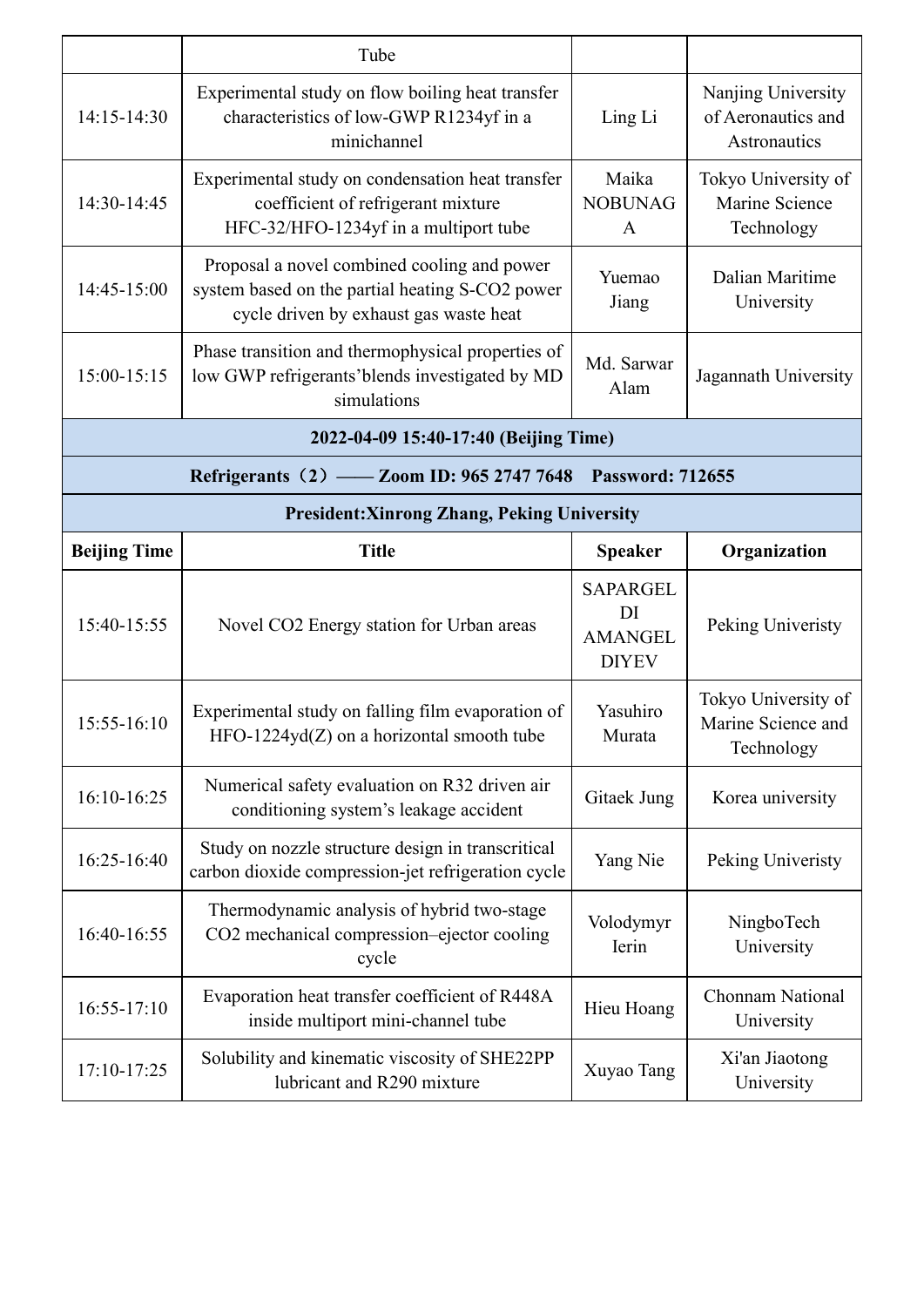| | Tube | | |
|---|---|---|---|
| 14:15-14:30 | Experimental study on flow boiling heat transfer characteristics of low-GWP R1234yf in a minichannel | Ling Li | Nanjing University of Aeronautics and Astronautics |
| 14:30-14:45 | Experimental study on condensation heat transfer coefficient of refrigerant mixture HFC-32/HFO-1234yf in a multiport tube | Maika NOBUNAGA | Tokyo University of Marine Science Technology |
| 14:45-15:00 | Proposal a novel combined cooling and power system based on the partial heating S-CO2 power cycle driven by exhaust gas waste heat | Yuemao Jiang | Dalian Maritime University |
| 15:00-15:15 | Phase transition and thermophysical properties of low GWP refrigerants'blends investigated by MD simulations | Md. Sarwar Alam | Jagannath University |

**2022-04-09 15:40-17:40 (Beijing Time)**

**Refrigerants（2）—— Zoom ID: 965 2747 7648 Password: 712655**

**President:Xinrong Zhang, Peking University**

| Beijing Time | Title | Speaker | Organization |
|---|---|---|---|
| 15:40-15:55 | Novel CO2 Energy station for Urban areas | SAPARGELDI AMANGELDIYEV | Peking Univeristy |
| 15:55-16:10 | Experimental study on falling film evaporation of HFO-1224yd(Z) on a horizontal smooth tube | Yasuhiro Murata | Tokyo University of Marine Science and Technology |
| 16:10-16:25 | Numerical safety evaluation on R32 driven air conditioning system's leakage accident | Gitaek Jung | Korea university |
| 16:25-16:40 | Study on nozzle structure design in transcritical carbon dioxide compression-jet refrigeration cycle | Yang Nie | Peking Univeristy |
| 16:40-16:55 | Thermodynamic analysis of hybrid two-stage CO2 mechanical compression–ejector cooling cycle | Volodymyr Ierin | NingboTech University |
| 16:55-17:10 | Evaporation heat transfer coefficient of R448A inside multiport mini-channel tube | Hieu Hoang | Chonnam National University |
| 17:10-17:25 | Solubility and kinematic viscosity of SHE22PP lubricant and R290 mixture | Xuyao Tang | Xi'an Jiaotong University |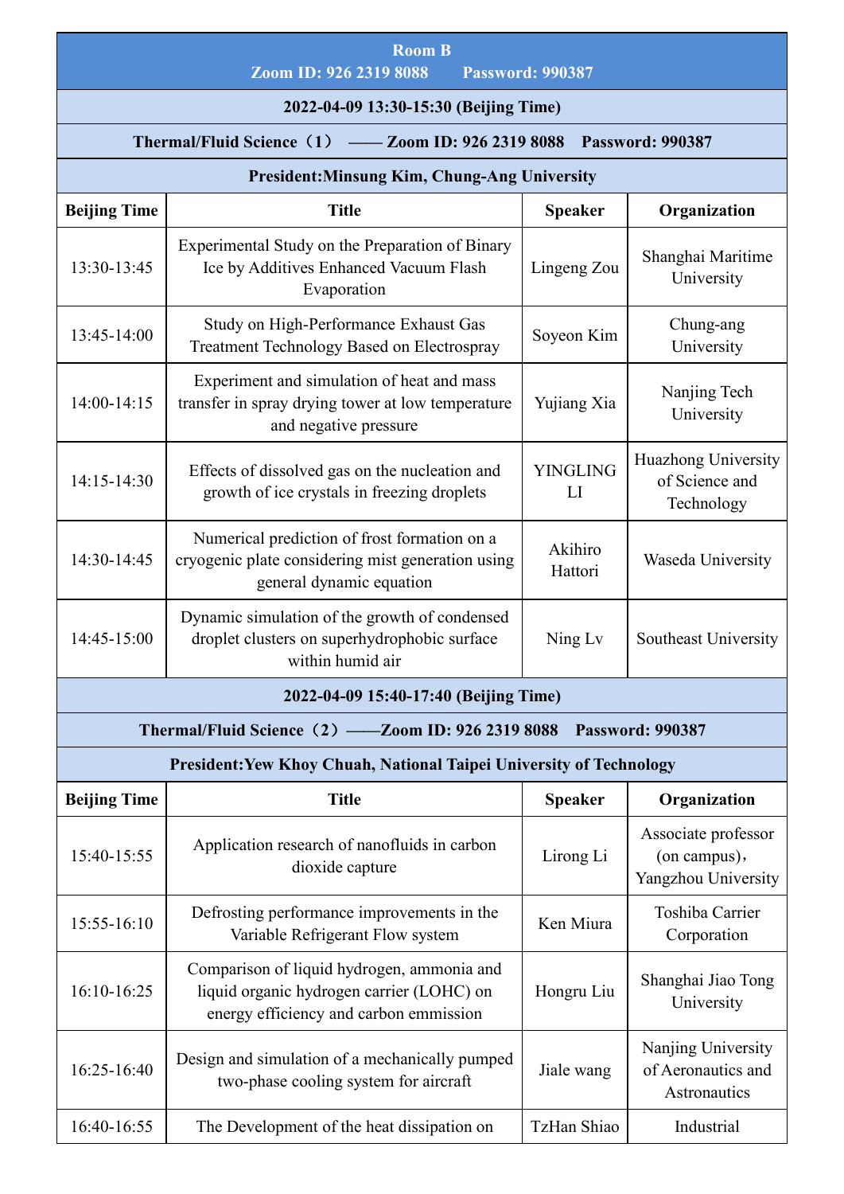| Room B<br>Zoom ID: 926 2319 8088 Password: 990387 | | | |
|---|---|---|---|
| **2022-04-09 13:30-15:30 (Beijing Time)** | | | |
| **Thermal/Fluid Science（1） —— Zoom ID: 926 2319 8088 Password: 990387** | | | |
| **President:Minsung Kim, Chung-Ang University** | | | |
| **Beijing Time** | **Title** | **Speaker** | **Organization** |
| 13:30-13:45 | Experimental Study on the Preparation of Binary Ice by Additives Enhanced Vacuum Flash Evaporation | Lingeng Zou | Shanghai Maritime University |
| 13:45-14:00 | Study on High-Performance Exhaust Gas Treatment Technology Based on Electrospray | Soyeon Kim | Chung-ang University |
| 14:00-14:15 | Experiment and simulation of heat and mass transfer in spray drying tower at low temperature and negative pressure | Yujiang Xia | Nanjing Tech University |
| 14:15-14:30 | Effects of dissolved gas on the nucleation and growth of ice crystals in freezing droplets | YINGLING LI | Huazhong University of Science and Technology |
| 14:30-14:45 | Numerical prediction of frost formation on a cryogenic plate considering mist generation using general dynamic equation | Akihiro Hattori | Waseda University |
| 14:45-15:00 | Dynamic simulation of the growth of condensed droplet clusters on superhydrophobic surface within humid air | Ning Lv | Southeast University |
| **2022-04-09 15:40-17:40 (Beijing Time)** | | | |
| **Thermal/Fluid Science（2）——Zoom ID: 926 2319 8088 Password: 990387** | | | |
| **President:Yew Khoy Chuah, National Taipei University of Technology** | | | |
| **Beijing Time** | **Title** | **Speaker** | **Organization** |
| 15:40-15:55 | Application research of nanofluids in carbon dioxide capture | Lirong Li | Associate professor (on campus)，Yangzhou University |
| 15:55-16:10 | Defrosting performance improvements in the Variable Refrigerant Flow system | Ken Miura | Toshiba Carrier Corporation |
| 16:10-16:25 | Comparison of liquid hydrogen, ammonia and liquid organic hydrogen carrier (LOHC) on energy efficiency and carbon emmission | Hongru Liu | Shanghai Jiao Tong University |
| 16:25-16:40 | Design and simulation of a mechanically pumped two-phase cooling system for aircraft | Jiale wang | Nanjing University of Aeronautics and Astronautics |
| 16:40-16:55 | The Development of the heat dissipation on | TzHan Shiao | Industrial |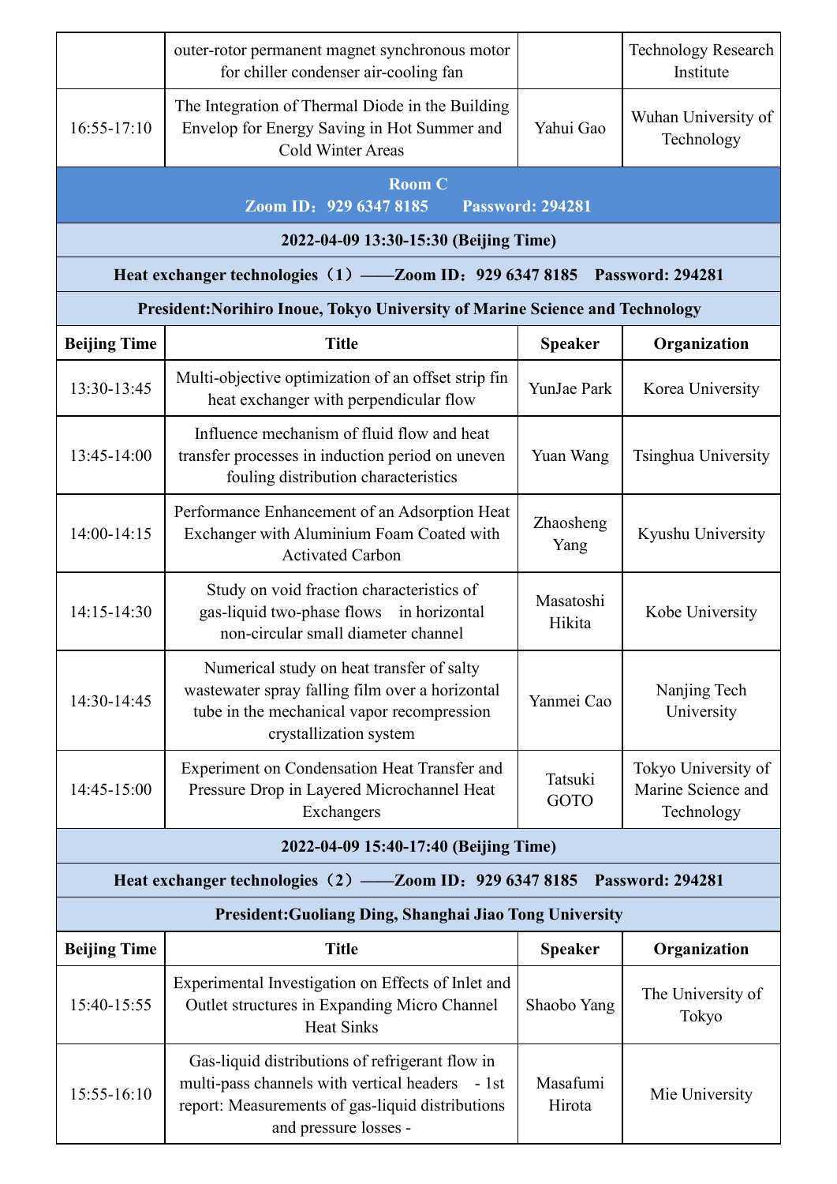| | outer-rotor permanent magnet synchronous motor for chiller condenser air-cooling fan | | Technology Research Institute |
|---|---|---|---|
| 16:55-17:10 | The Integration of Thermal Diode in the Building Envelop for Energy Saving in Hot Summer and Cold Winter Areas | Yahui Gao | Wuhan University of Technology |

## Room C

**Zoom ID：929 6347 8185　　Password: 294281**

### 2022-04-09 13:30-15:30 (Beijing Time)

**Heat exchanger technologies（1）——Zoom ID：929 6347 8185　Password: 294281**

**President:Norihiro Inoue, Tokyo University of Marine Science and Technology**

| Beijing Time | Title | Speaker | Organization |
|---|---|---|---|
| 13:30-13:45 | Multi-objective optimization of an offset strip fin heat exchanger with perpendicular flow | YunJae Park | Korea University |
| 13:45-14:00 | Influence mechanism of fluid flow and heat transfer processes in induction period on uneven fouling distribution characteristics | Yuan Wang | Tsinghua University |
| 14:00-14:15 | Performance Enhancement of an Adsorption Heat Exchanger with Aluminium Foam Coated with Activated Carbon | Zhaosheng Yang | Kyushu University |
| 14:15-14:30 | Study on void fraction characteristics of gas-liquid two-phase flows in horizontal non-circular small diameter channel | Masatoshi Hikita | Kobe University |
| 14:30-14:45 | Numerical study on heat transfer of salty wastewater spray falling film over a horizontal tube in the mechanical vapor recompression crystallization system | Yanmei Cao | Nanjing Tech University |
| 14:45-15:00 | Experiment on Condensation Heat Transfer and Pressure Drop in Layered Microchannel Heat Exchangers | Tatsuki GOTO | Tokyo University of Marine Science and Technology |

### 2022-04-09 15:40-17:40 (Beijing Time)

**Heat exchanger technologies（2）——Zoom ID：929 6347 8185　Password: 294281**

**President:Guoliang Ding, Shanghai Jiao Tong University**

| Beijing Time | Title | Speaker | Organization |
|---|---|---|---|
| 15:40-15:55 | Experimental Investigation on Effects of Inlet and Outlet structures in Expanding Micro Channel Heat Sinks | Shaobo Yang | The University of Tokyo |
| 15:55-16:10 | Gas-liquid distributions of refrigerant flow in multi-pass channels with vertical headers - 1st report: Measurements of gas-liquid distributions and pressure losses - | Masafumi Hirota | Mie University |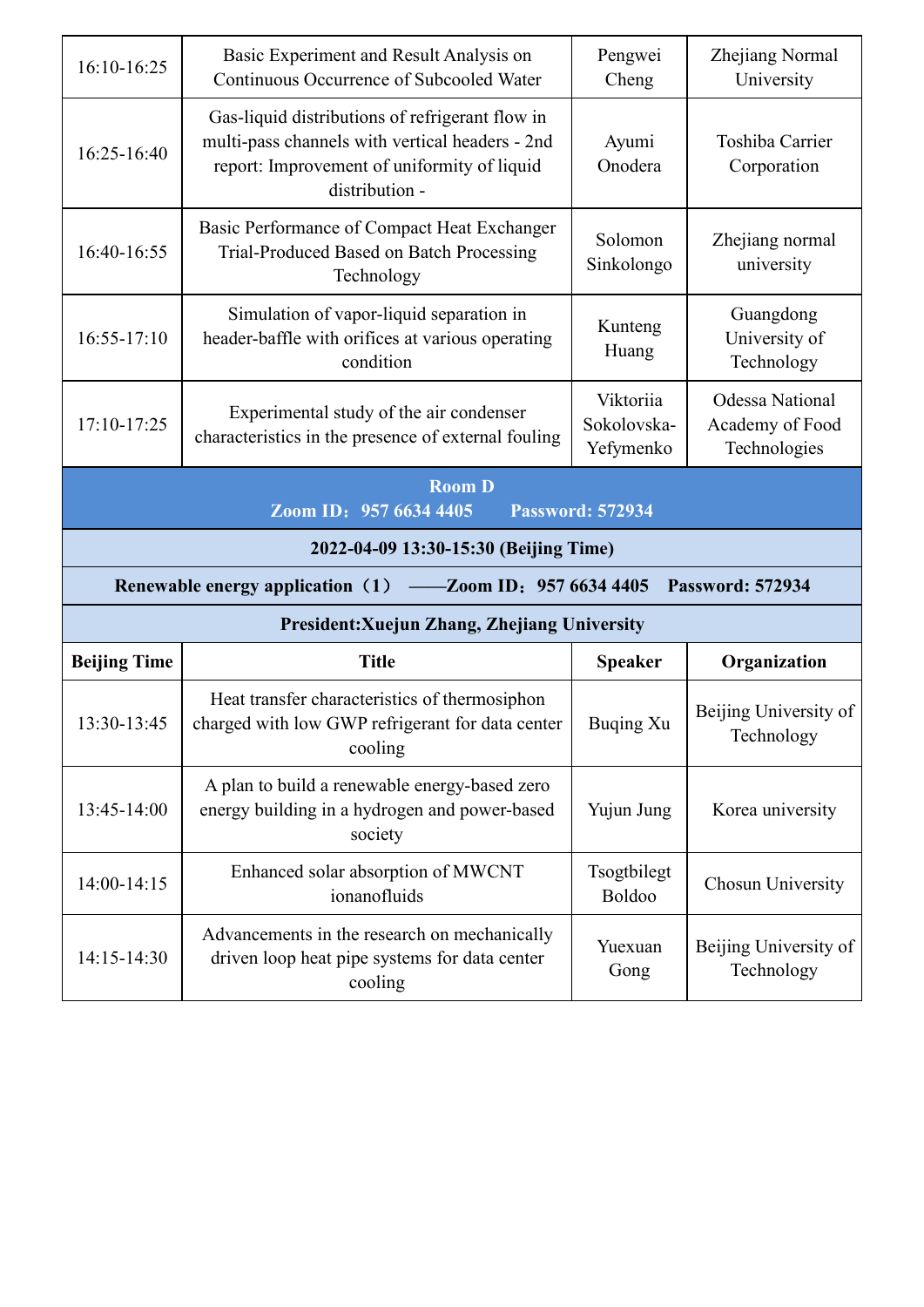| | | | |
|---|---|---|---|
| 16:10-16:25 | Basic Experiment and Result Analysis on Continuous Occurrence of Subcooled Water | Pengwei Cheng | Zhejiang Normal University |
| 16:25-16:40 | Gas-liquid distributions of refrigerant flow in multi-pass channels with vertical headers - 2nd report: Improvement of uniformity of liquid distribution - | Ayumi Onodera | Toshiba Carrier Corporation |
| 16:40-16:55 | Basic Performance of Compact Heat Exchanger Trial-Produced Based on Batch Processing Technology | Solomon Sinkolongo | Zhejiang normal university |
| 16:55-17:10 | Simulation of vapor-liquid separation in header-baffle with orifices at various operating condition | Kunteng Huang | Guangdong University of Technology |
| 17:10-17:25 | Experimental study of the air condenser characteristics in the presence of external fouling | Viktoriia Sokolovska-Yefymenko | Odessa National Academy of Food Technologies |

**Room D**
**Zoom ID：957 6634 4405 Password: 572934**

**2022-04-09 13:30-15:30 (Beijing Time)**

**Renewable energy application（1） ——Zoom ID：957 6634 4405 Password: 572934**

**President:Xuejun Zhang, Zhejiang University**

| Beijing Time | Title | Speaker | Organization |
|---|---|---|---|
| 13:30-13:45 | Heat transfer characteristics of thermosiphon charged with low GWP refrigerant for data center cooling | Buqing Xu | Beijing University of Technology |
| 13:45-14:00 | A plan to build a renewable energy-based zero energy building in a hydrogen and power-based society | Yujun Jung | Korea university |
| 14:00-14:15 | Enhanced solar absorption of MWCNT ionanofluids | Tsogtbilegt Boldoo | Chosun University |
| 14:15-14:30 | Advancements in the research on mechanically driven loop heat pipe systems for data center cooling | Yuexuan Gong | Beijing University of Technology |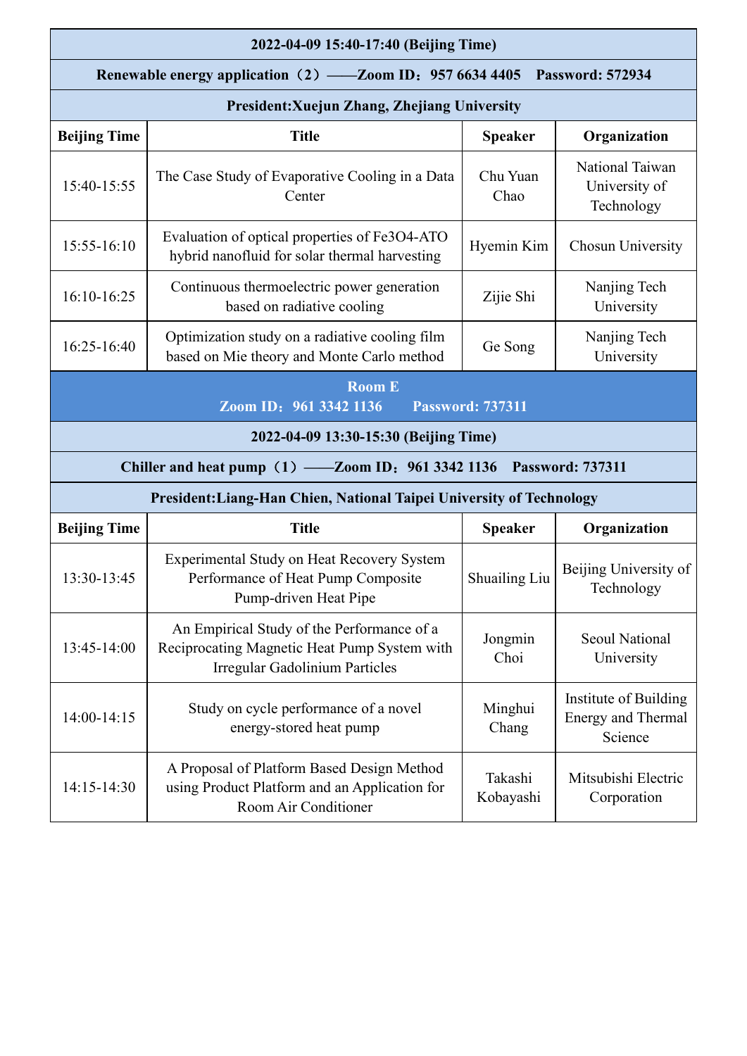| 2022-04-09 15:40-17:40 (Beijing Time) | | | |
|---|---|---|---|
| **Renewable energy application（2）——Zoom ID：957 6634 4405　Password: 572934** | | | |
| **President:Xuejun Zhang, Zhejiang University** | | | |
| **Beijing Time** | **Title** | **Speaker** | **Organization** |
| 15:40-15:55 | The Case Study of Evaporative Cooling in a Data Center | Chu Yuan Chao | National Taiwan University of Technology |
| 15:55-16:10 | Evaluation of optical properties of Fe3O4-ATO hybrid nanofluid for solar thermal harvesting | Hyemin Kim | Chosun University |
| 16:10-16:25 | Continuous thermoelectric power generation based on radiative cooling | Zijie Shi | Nanjing Tech University |
| 16:25-16:40 | Optimization study on a radiative cooling film based on Mie theory and Monte Carlo method | Ge Song | Nanjing Tech University |

## Room E

**Zoom ID：961 3342 1136　　Password: 737311**

| 2022-04-09 13:30-15:30 (Beijing Time) | | | |
|---|---|---|---|
| **Chiller and heat pump（1）——Zoom ID：961 3342 1136　Password: 737311** | | | |
| **President:Liang-Han Chien, National Taipei University of Technology** | | | |
| **Beijing Time** | **Title** | **Speaker** | **Organization** |
| 13:30-13:45 | Experimental Study on Heat Recovery System Performance of Heat Pump Composite Pump-driven Heat Pipe | Shuailing Liu | Beijing University of Technology |
| 13:45-14:00 | An Empirical Study of the Performance of a Reciprocating Magnetic Heat Pump System with Irregular Gadolinium Particles | Jongmin Choi | Seoul National University |
| 14:00-14:15 | Study on cycle performance of a novel energy-stored heat pump | Minghui Chang | Institute of Building Energy and Thermal Science |
| 14:15-14:30 | A Proposal of Platform Based Design Method using Product Platform and an Application for Room Air Conditioner | Takashi Kobayashi | Mitsubishi Electric Corporation |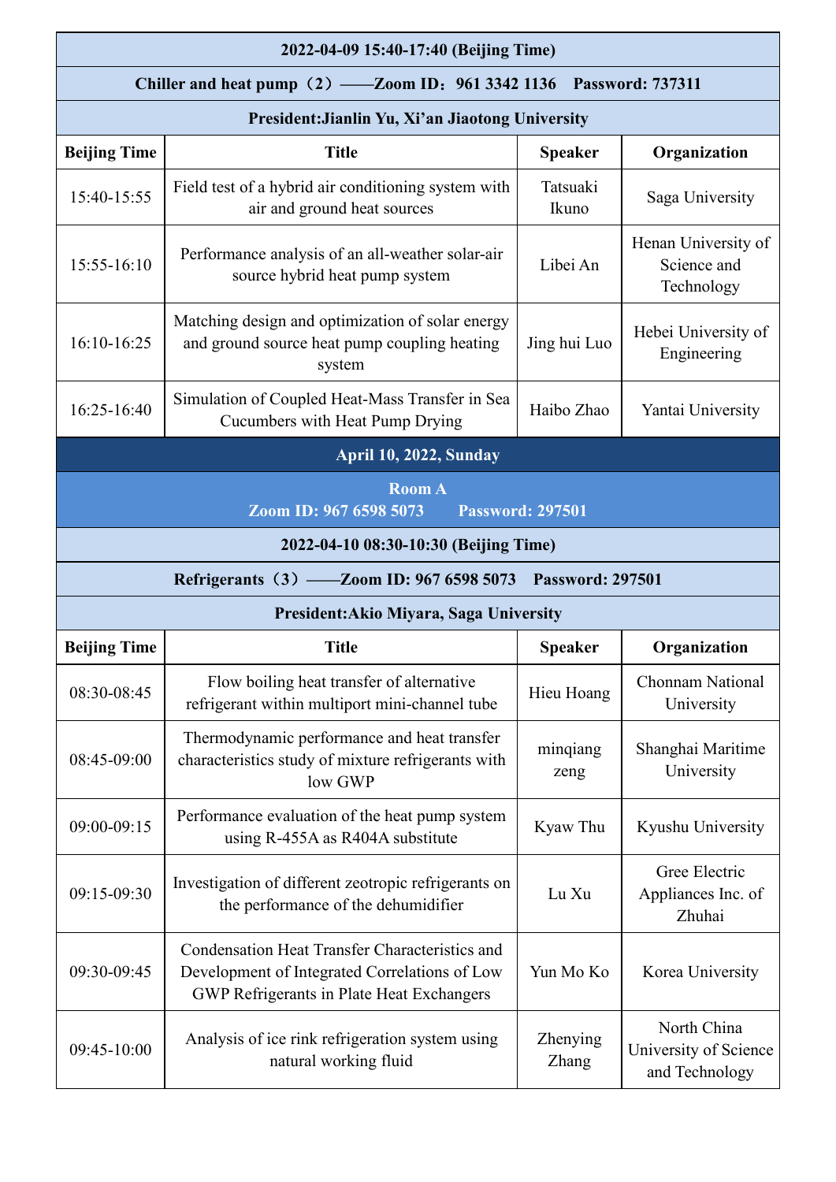| **2022-04-09 15:40-17:40 (Beijing Time)** | | | |
|---|---|---|---|
| **Chiller and heat pump（2）——Zoom ID：961 3342 1136 Password: 737311** | | | |
| **President:Jianlin Yu, Xi'an Jiaotong University** | | | |
| **Beijing Time** | **Title** | **Speaker** | **Organization** |
| 15:40-15:55 | Field test of a hybrid air conditioning system with air and ground heat sources | Tatsuaki Ikuno | Saga University |
| 15:55-16:10 | Performance analysis of an all-weather solar-air source hybrid heat pump system | Libei An | Henan University of Science and Technology |
| 16:10-16:25 | Matching design and optimization of solar energy and ground source heat pump coupling heating system | Jing hui Luo | Hebei University of Engineering |
| 16:25-16:40 | Simulation of Coupled Heat-Mass Transfer in Sea Cucumbers with Heat Pump Drying | Haibo Zhao | Yantai University |

**April 10, 2022, Sunday**

**Room A**
**Zoom ID: 967 6598 5073 Password: 297501**

| **2022-04-10 08:30-10:30 (Beijing Time)** | | | |
|---|---|---|---|
| **Refrigerants（3）——Zoom ID: 967 6598 5073 Password: 297501** | | | |
| **President:Akio Miyara, Saga University** | | | |
| **Beijing Time** | **Title** | **Speaker** | **Organization** |
| 08:30-08:45 | Flow boiling heat transfer of alternative refrigerant within multiport mini-channel tube | Hieu Hoang | Chonnam National University |
| 08:45-09:00 | Thermodynamic performance and heat transfer characteristics study of mixture refrigerants with low GWP | minqiang zeng | Shanghai Maritime University |
| 09:00-09:15 | Performance evaluation of the heat pump system using R-455A as R404A substitute | Kyaw Thu | Kyushu University |
| 09:15-09:30 | Investigation of different zeotropic refrigerants on the performance of the dehumidifier | Lu Xu | Gree Electric Appliances Inc. of Zhuhai |
| 09:30-09:45 | Condensation Heat Transfer Characteristics and Development of Integrated Correlations of Low GWP Refrigerants in Plate Heat Exchangers | Yun Mo Ko | Korea University |
| 09:45-10:00 | Analysis of ice rink refrigeration system using natural working fluid | Zhenying Zhang | North China University of Science and Technology |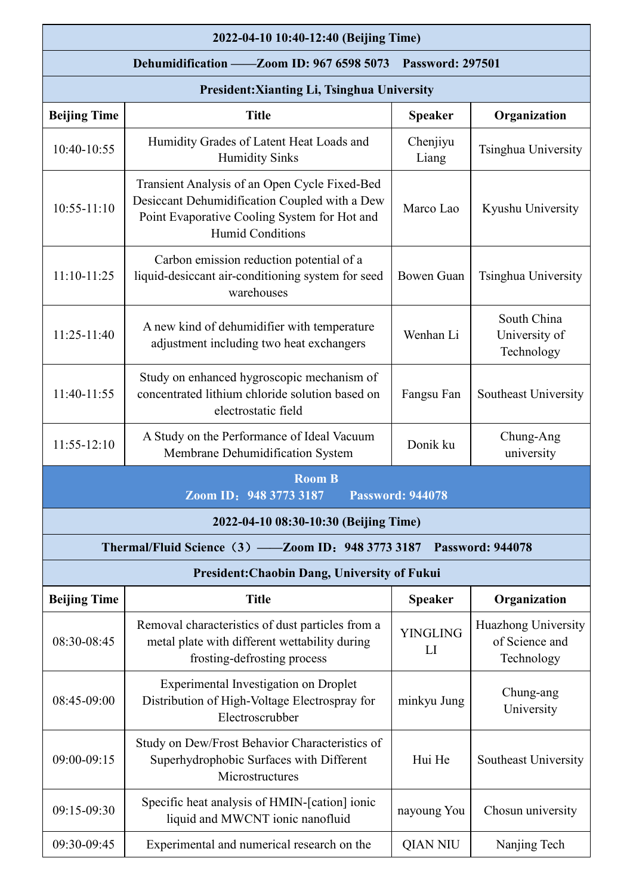| 2022-04-10 10:40-12:40 (Beijing Time) | | | |
|---|---|---|---|
| **Dehumidification ——Zoom ID: 967 6598 5073 Password: 297501** | | | |
| **President:Xianting Li, Tsinghua University** | | | |
| **Beijing Time** | **Title** | **Speaker** | **Organization** |
| 10:40-10:55 | Humidity Grades of Latent Heat Loads and Humidity Sinks | Chenjiyu Liang | Tsinghua University |
| 10:55-11:10 | Transient Analysis of an Open Cycle Fixed-Bed Desiccant Dehumidification Coupled with a Dew Point Evaporative Cooling System for Hot and Humid Conditions | Marco Lao | Kyushu University |
| 11:10-11:25 | Carbon emission reduction potential of a liquid-desiccant air-conditioning system for seed warehouses | Bowen Guan | Tsinghua University |
| 11:25-11:40 | A new kind of dehumidifier with temperature adjustment including two heat exchangers | Wenhan Li | South China University of Technology |
| 11:40-11:55 | Study on enhanced hygroscopic mechanism of concentrated lithium chloride solution based on electrostatic field | Fangsu Fan | Southeast University |
| 11:55-12:10 | A Study on the Performance of Ideal Vacuum Membrane Dehumidification System | Donik ku | Chung-Ang university |

**Room B**
**Zoom ID：948 3773 3187 Password: 944078**

| 2022-04-10 08:30-10:30 (Beijing Time) | | | |
|---|---|---|---|
| **Thermal/Fluid Science（3）——Zoom ID：948 3773 3187 Password: 944078** | | | |
| **President:Chaobin Dang, University of Fukui** | | | |
| **Beijing Time** | **Title** | **Speaker** | **Organization** |
| 08:30-08:45 | Removal characteristics of dust particles from a metal plate with different wettability during frosting-defrosting process | YINGLING LI | Huazhong University of Science and Technology |
| 08:45-09:00 | Experimental Investigation on Droplet Distribution of High-Voltage Electrospray for Electroscrubber | minkyu Jung | Chung-ang University |
| 09:00-09:15 | Study on Dew/Frost Behavior Characteristics of Superhydrophobic Surfaces with Different Microstructures | Hui He | Southeast University |
| 09:15-09:30 | Specific heat analysis of HMIN-[cation] ionic liquid and MWCNT ionic nanofluid | nayoung You | Chosun university |
| 09:30-09:45 | Experimental and numerical research on the | QIAN NIU | Nanjing Tech |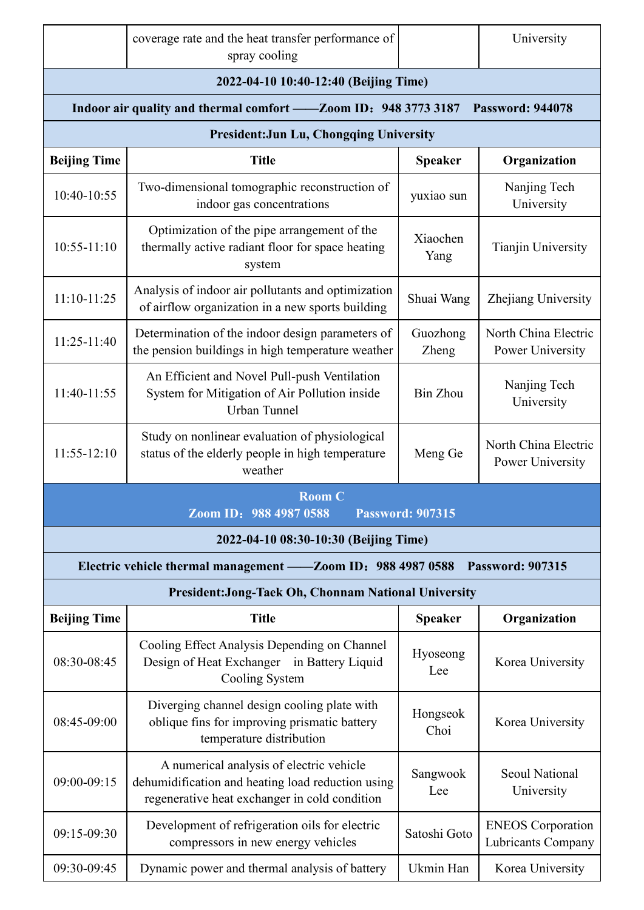| | coverage rate and the heat transfer performance of spray cooling | | University |
|---|---|---|---|

**2022-04-10 10:40-12:40 (Beijing Time)**

**Indoor air quality and thermal comfort ——Zoom ID：948 3773 3187 Password: 944078**

**President:Jun Lu, Chongqing University**

| Beijing Time | Title | Speaker | Organization |
|---|---|---|---|
| 10:40-10:55 | Two-dimensional tomographic reconstruction of indoor gas concentrations | yuxiao sun | Nanjing Tech University |
| 10:55-11:10 | Optimization of the pipe arrangement of the thermally active radiant floor for space heating system | Xiaochen Yang | Tianjin University |
| 11:10-11:25 | Analysis of indoor air pollutants and optimization of airflow organization in a new sports building | Shuai Wang | Zhejiang University |
| 11:25-11:40 | Determination of the indoor design parameters of the pension buildings in high temperature weather | Guozhong Zheng | North China Electric Power University |
| 11:40-11:55 | An Efficient and Novel Pull-push Ventilation System for Mitigation of Air Pollution inside Urban Tunnel | Bin Zhou | Nanjing Tech University |
| 11:55-12:10 | Study on nonlinear evaluation of physiological status of the elderly people in high temperature weather | Meng Ge | North China Electric Power University |

**Room C**
**Zoom ID：988 4987 0588 Password: 907315**

**2022-04-10 08:30-10:30 (Beijing Time)**

**Electric vehicle thermal management ——Zoom ID：988 4987 0588 Password: 907315**

**President:Jong-Taek Oh, Chonnam National University**

| Beijing Time | Title | Speaker | Organization |
|---|---|---|---|
| 08:30-08:45 | Cooling Effect Analysis Depending on Channel Design of Heat Exchanger in Battery Liquid Cooling System | Hyoseong Lee | Korea University |
| 08:45-09:00 | Diverging channel design cooling plate with oblique fins for improving prismatic battery temperature distribution | Hongseok Choi | Korea University |
| 09:00-09:15 | A numerical analysis of electric vehicle dehumidification and heating load reduction using regenerative heat exchanger in cold condition | Sangwook Lee | Seoul National University |
| 09:15-09:30 | Development of refrigeration oils for electric compressors in new energy vehicles | Satoshi Goto | ENEOS Corporation Lubricants Company |
| 09:30-09:45 | Dynamic power and thermal analysis of battery | Ukmin Han | Korea University |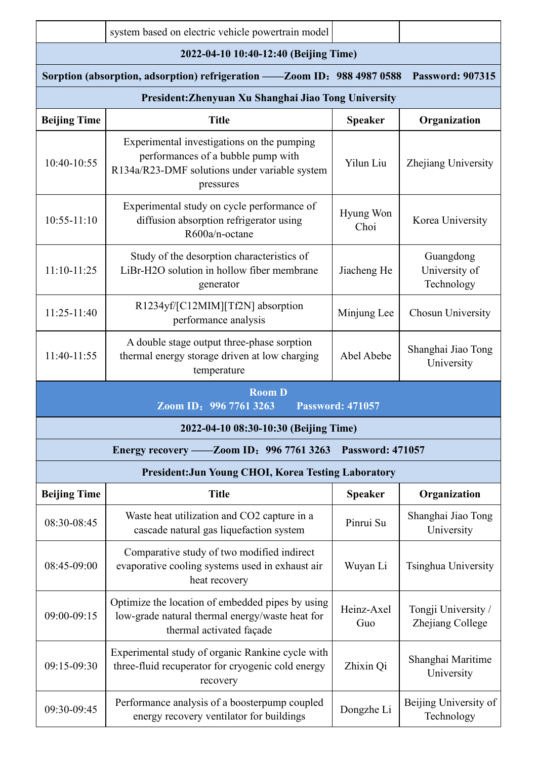| | system based on electric vehicle powertrain model | | |
|---|---|---|---|
| **2022-04-10 10:40-12:40 (Beijing Time)** | | | |
| **Sorption (absorption, adsorption) refrigeration ——Zoom ID：988 4987 0588 Password: 907315** | | | |
| **President:Zhenyuan Xu Shanghai Jiao Tong University** | | | |
| **Beijing Time** | **Title** | **Speaker** | **Organization** |
| 10:40-10:55 | Experimental investigations on the pumping performances of a bubble pump with R134a/R23-DMF solutions under variable system pressures | Yilun Liu | Zhejiang University |
| 10:55-11:10 | Experimental study on cycle performance of diffusion absorption refrigerator using R600a/n-octane | Hyung Won Choi | Korea University |
| 11:10-11:25 | Study of the desorption characteristics of LiBr-H2O solution in hollow fiber membrane generator | Jiacheng He | Guangdong University of Technology |
| 11:25-11:40 | R1234yf/[C12MIM][Tf2N] absorption performance analysis | Minjung Lee | Chosun University |
| 11:40-11:55 | A double stage output three-phase sorption thermal energy storage driven at low charging temperature | Abel Abebe | Shanghai Jiao Tong University |

## Room D

**Zoom ID：996 7761 3263 Password: 471057**

| **2022-04-10 08:30-10:30 (Beijing Time)** | | | |
|---|---|---|---|
| **Energy recovery ——Zoom ID：996 7761 3263 Password: 471057** | | | |
| **President:Jun Young CHOI, Korea Testing Laboratory** | | | |
| **Beijing Time** | **Title** | **Speaker** | **Organization** |
| 08:30-08:45 | Waste heat utilization and CO2 capture in a cascade natural gas liquefaction system | Pinrui Su | Shanghai Jiao Tong University |
| 08:45-09:00 | Comparative study of two modified indirect evaporative cooling systems used in exhaust air heat recovery | Wuyan Li | Tsinghua University |
| 09:00-09:15 | Optimize the location of embedded pipes by using low-grade natural thermal energy/waste heat for thermal activated façade | Heinz-Axel Guo | Tongji University / Zhejiang College |
| 09:15-09:30 | Experimental study of organic Rankine cycle with three-fluid recuperator for cryogenic cold energy recovery | Zhixin Qi | Shanghai Maritime University |
| 09:30-09:45 | Performance analysis of a boosterpump coupled energy recovery ventilator for buildings | Dongzhe Li | Beijing University of Technology |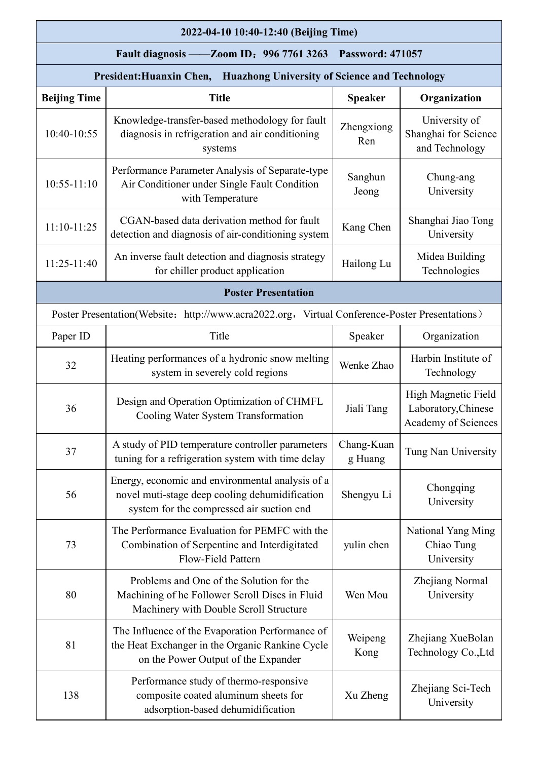| 2022-04-10 10:40-12:40 (Beijing Time) | | | |
|---|---|---|---|
| **Fault diagnosis ——Zoom ID：996 7761 3263　Password: 471057** | | | |
| **President:Huanxin Chen,　Huazhong University of Science and Technology** | | | |
| **Beijing Time** | **Title** | **Speaker** | **Organization** |
| 10:40-10:55 | Knowledge-transfer-based methodology for fault diagnosis in refrigeration and air conditioning systems | Zhengxiong Ren | University of Shanghai for Science and Technology |
| 10:55-11:10 | Performance Parameter Analysis of Separate-type Air Conditioner under Single Fault Condition with Temperature | Sanghun Jeong | Chung-ang University |
| 11:10-11:25 | CGAN-based data derivation method for fault detection and diagnosis of air-conditioning system | Kang Chen | Shanghai Jiao Tong University |
| 11:25-11:40 | An inverse fault detection and diagnosis strategy for chiller product application | Hailong Lu | Midea Building Technologies |
| **Poster Presentation** | | | |
| Poster Presentation(Website：http://www.acra2022.org，Virtual Conference-Poster Presentations） | | | |
| Paper ID | Title | Speaker | Organization |
| 32 | Heating performances of a hydronic snow melting system in severely cold regions | Wenke Zhao | Harbin Institute of Technology |
| 36 | Design and Operation Optimization of CHMFL Cooling Water System Transformation | Jiali Tang | High Magnetic Field Laboratory,Chinese Academy of Sciences |
| 37 | A study of PID temperature controller parameters tuning for a refrigeration system with time delay | Chang-Kuang Huang | Tung Nan University |
| 56 | Energy, economic and environmental analysis of a novel muti-stage deep cooling dehumidification system for the compressed air suction end | Shengyu Li | Chongqing University |
| 73 | The Performance Evaluation for PEMFC with the Combination of Serpentine and Interdigitated Flow-Field Pattern | yulin chen | National Yang Ming Chiao Tung University |
| 80 | Problems and One of the Solution for the Machining of he Follower Scroll Discs in Fluid Machinery with Double Scroll Structure | Wen Mou | Zhejiang Normal University |
| 81 | The Influence of the Evaporation Performance of the Heat Exchanger in the Organic Rankine Cycle on the Power Output of the Expander | Weipeng Kong | Zhejiang XueBolan Technology Co.,Ltd |
| 138 | Performance study of thermo-responsive composite coated aluminum sheets for adsorption-based dehumidification | Xu Zheng | Zhejiang Sci-Tech University |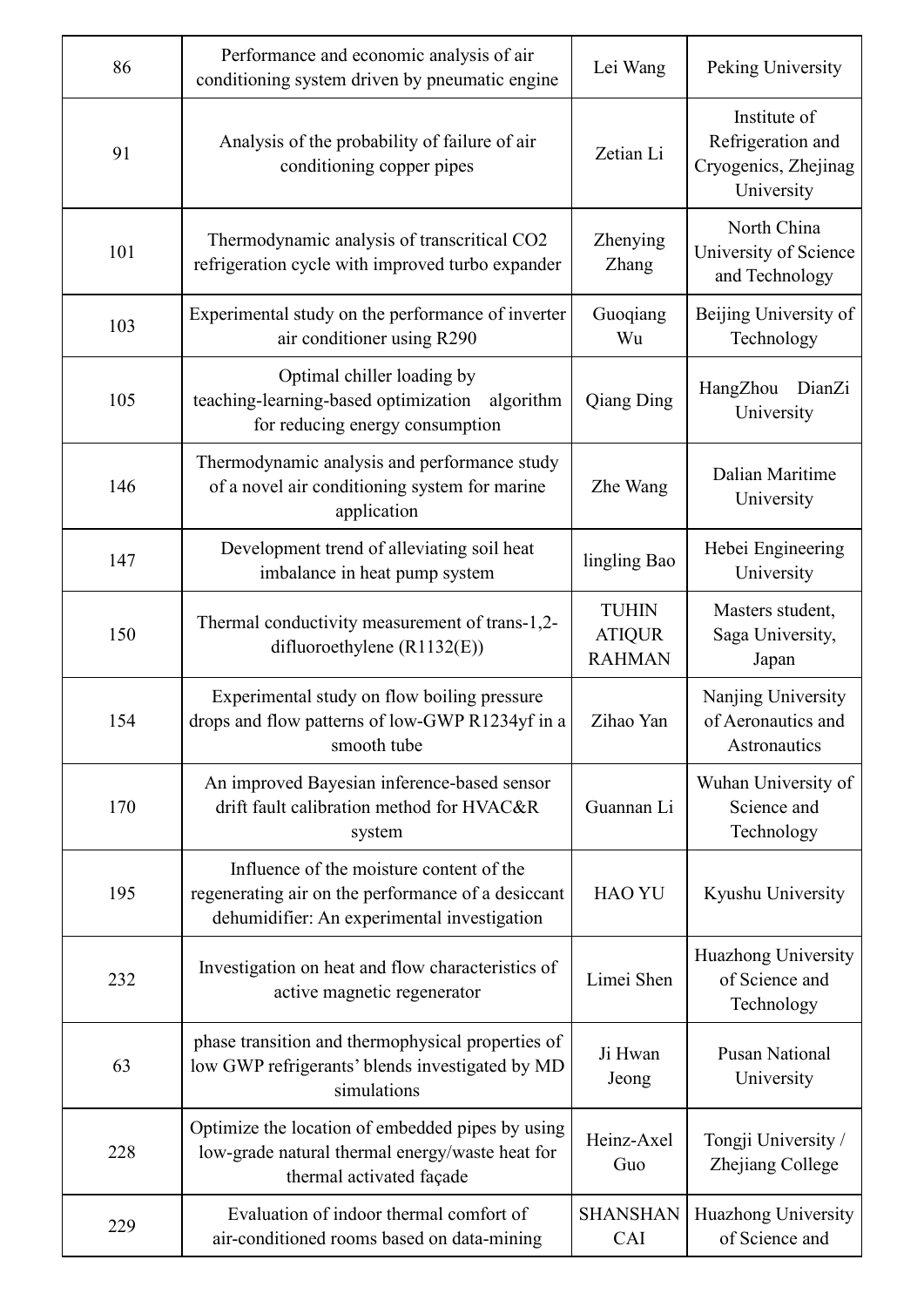| 86 | Performance and economic analysis of air conditioning system driven by pneumatic engine | Lei Wang | Peking University |
|---|---|---|---|
| 91 | Analysis of the probability of failure of air conditioning copper pipes | Zetian Li | Institute of Refrigeration and Cryogenics, Zhejinag University |
| 101 | Thermodynamic analysis of transcritical CO2 refrigeration cycle with improved turbo expander | Zhenying Zhang | North China University of Science and Technology |
| 103 | Experimental study on the performance of inverter air conditioner using R290 | Guoqiang Wu | Beijing University of Technology |
| 105 | Optimal chiller loading by teaching-learning-based optimization algorithm for reducing energy consumption | Qiang Ding | HangZhou DianZi University |
| 146 | Thermodynamic analysis and performance study of a novel air conditioning system for marine application | Zhe Wang | Dalian Maritime University |
| 147 | Development trend of alleviating soil heat imbalance in heat pump system | lingling Bao | Hebei Engineering University |
| 150 | Thermal conductivity measurement of trans-1,2-difluoroethylene (R1132(E)) | TUHIN ATIQUR RAHMAN | Masters student, Saga University, Japan |
| 154 | Experimental study on flow boiling pressure drops and flow patterns of low-GWP R1234yf in a smooth tube | Zihao Yan | Nanjing University of Aeronautics and Astronautics |
| 170 | An improved Bayesian inference-based sensor drift fault calibration method for HVAC&R system | Guannan Li | Wuhan University of Science and Technology |
| 195 | Influence of the moisture content of the regenerating air on the performance of a desiccant dehumidifier: An experimental investigation | HAO YU | Kyushu University |
| 232 | Investigation on heat and flow characteristics of active magnetic regenerator | Limei Shen | Huazhong University of Science and Technology |
| 63 | phase transition and thermophysical properties of low GWP refrigerants' blends investigated by MD simulations | Ji Hwan Jeong | Pusan National University |
| 228 | Optimize the location of embedded pipes by using low-grade natural thermal energy/waste heat for thermal activated façade | Heinz-Axel Guo | Tongji University / Zhejiang College |
| 229 | Evaluation of indoor thermal comfort of air-conditioned rooms based on data-mining | SHANSHAN CAI | Huazhong University of Science and |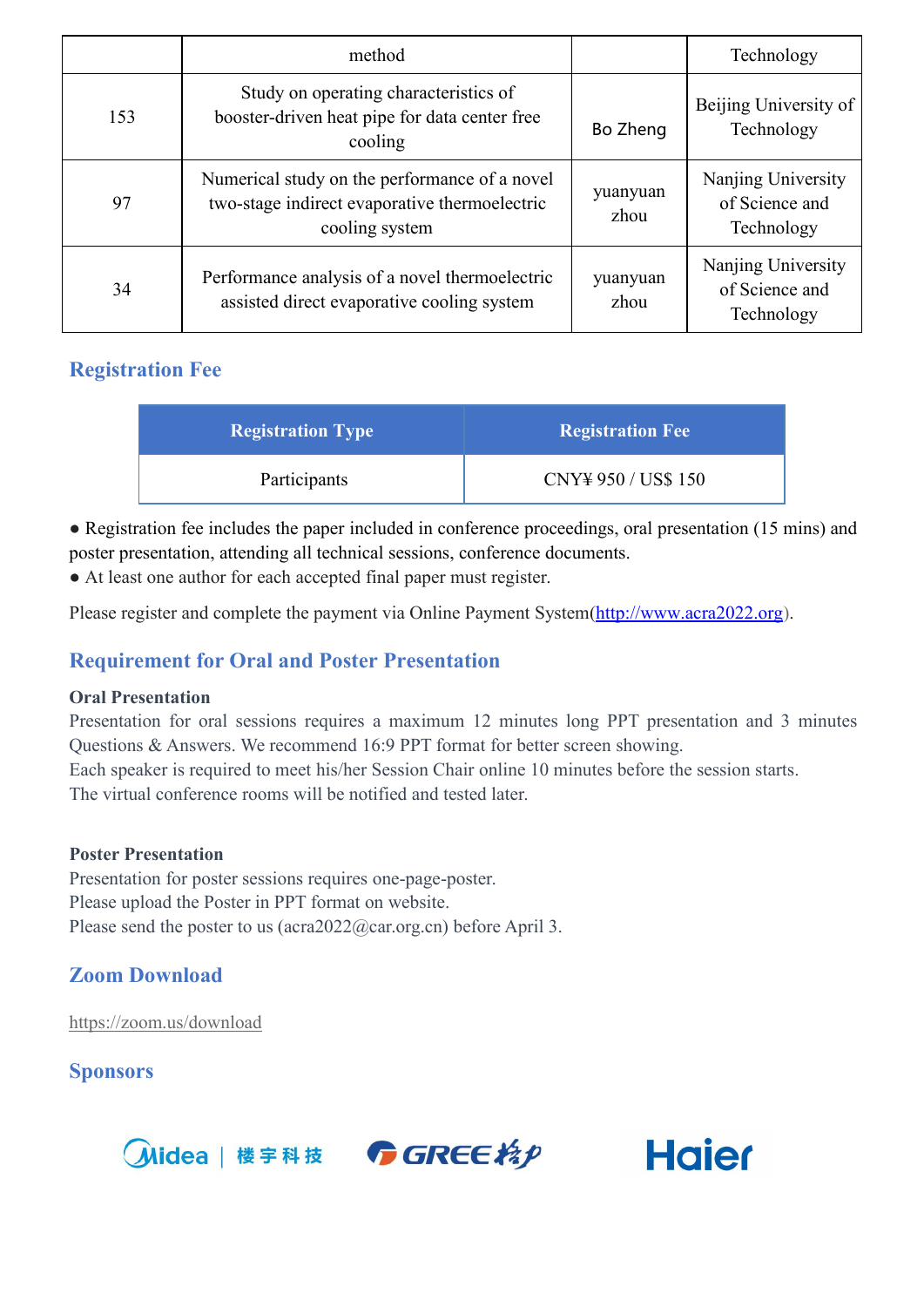|  | method |  | Technology |
|---|---|---|---|
| 153 | Study on operating characteristics of booster-driven heat pipe for data center free cooling | Bo Zheng | Beijing University of Technology |
| 97 | Numerical study on the performance of a novel two-stage indirect evaporative thermoelectric cooling system | yuanyuan zhou | Nanjing University of Science and Technology |
| 34 | Performance analysis of a novel thermoelectric assisted direct evaporative cooling system | yuanyuan zhou | Nanjing University of Science and Technology |

## Registration Fee

| Registration Type | Registration Fee |
|---|---|
| Participants | CNY¥ 950 / US$ 150 |

- Registration fee includes the paper included in conference proceedings, oral presentation (15 mins) and poster presentation, attending all technical sessions, conference documents.
- At least one author for each accepted final paper must register.

Please register and complete the payment via Online Payment System(http://www.acra2022.org).

## Requirement for Oral and Poster Presentation

**Oral Presentation**

Presentation for oral sessions requires a maximum 12 minutes long PPT presentation and 3 minutes Questions & Answers. We recommend 16:9 PPT format for better screen showing.
Each speaker is required to meet his/her Session Chair online 10 minutes before the session starts.
The virtual conference rooms will be notified and tested later.

**Poster Presentation**

Presentation for poster sessions requires one-page-poster.
Please upload the Poster in PPT format on website.
Please send the poster to us (acra2022@car.org.cn) before April 3.

## Zoom Download

https://zoom.us/download

## Sponsors

Midea | 楼宇科技　GREE 格力　Haier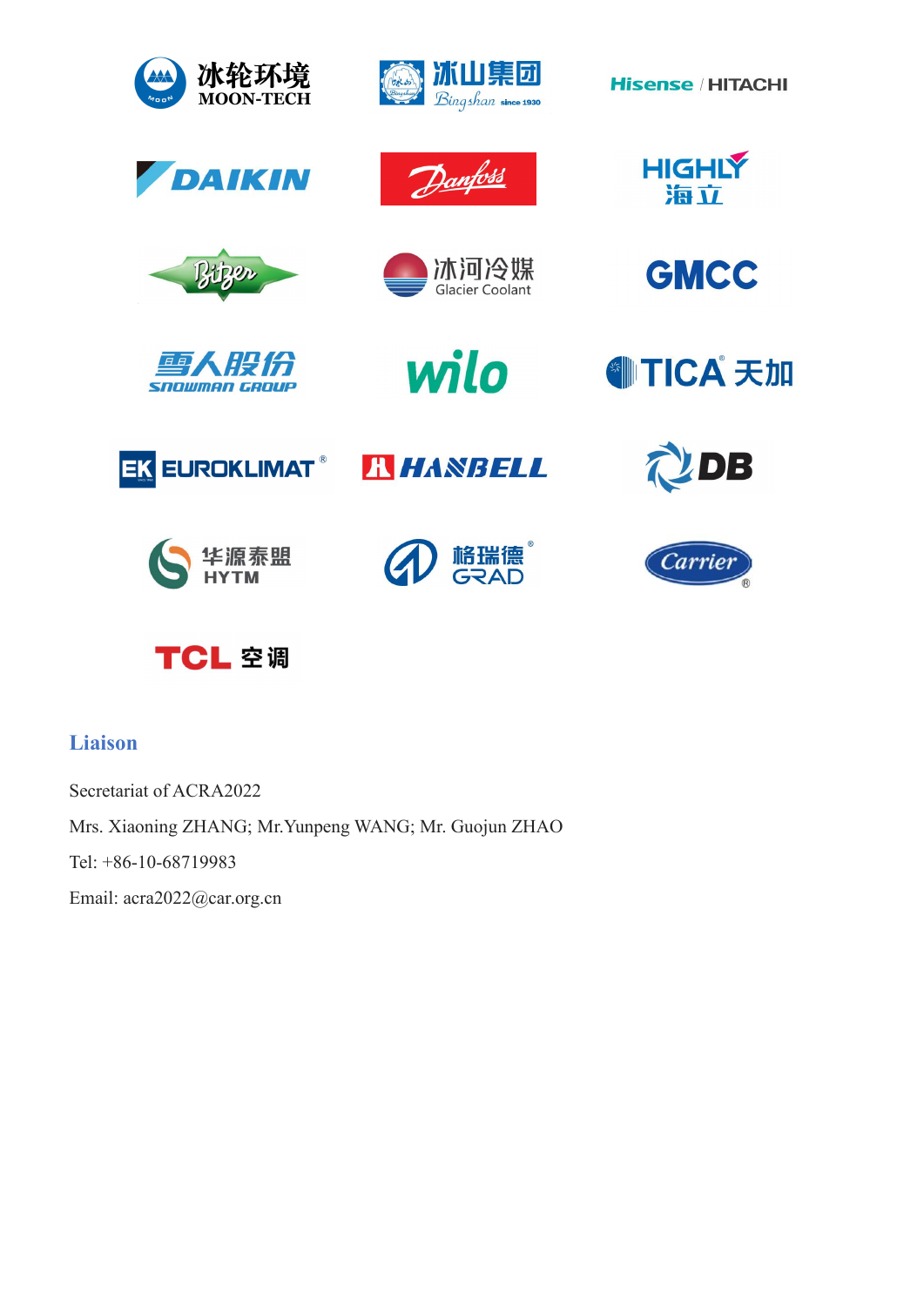冰轮环境 MOON-TECH

冰山集团 Bingshan since 1930

Hisense / HITACHI

DAIKIN

Danfoss

HIGHLY 海立

Bitzer

冰河冷媒 Glacier Coolant

GMCC

雪人股份 SNOWMAN GROUP

wilo

TICA 天加

EK EUROKLIMAT

HANBELL

DB

华源泰盟 HYTM

格瑞德 GRAD

Carrier

TCL 空调

## Liaison

Secretariat of ACRA2022

Mrs. Xiaoning ZHANG; Mr.Yunpeng WANG; Mr. Guojun ZHAO

Tel: +86-10-68719983

Email: acra2022@car.org.cn